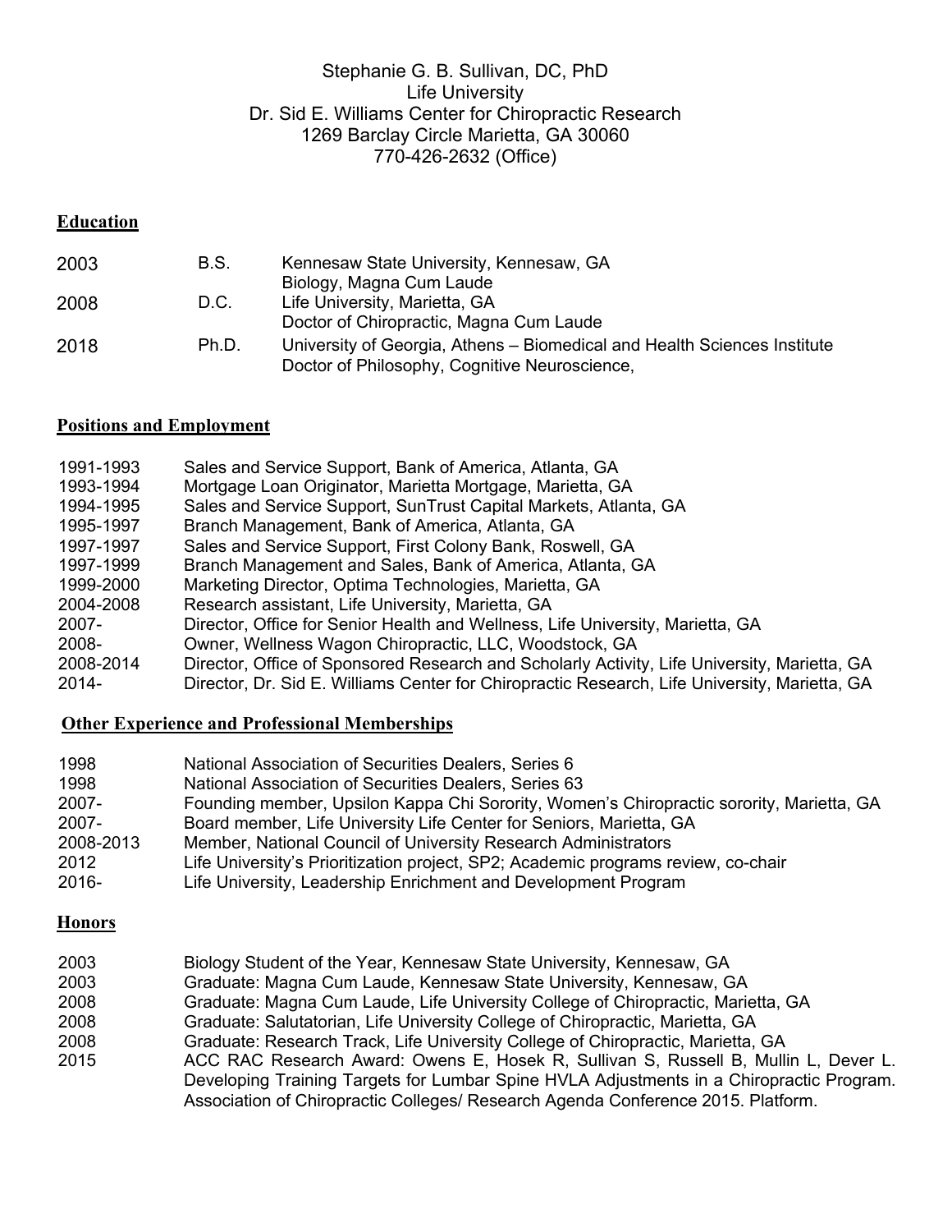Stephanie G. B. Sullivan, DC, PhD
Life University
Dr. Sid E. Williams Center for Chiropractic Research
1269 Barclay Circle Marietta, GA 30060
770-426-2632 (Office)

## Education

| | | |
|---|---|---|
| 2003 | B.S. | Kennesaw State University, Kennesaw, GA<br>Biology, Magna Cum Laude |
| 2008 | D.C. | Life University, Marietta, GA<br>Doctor of Chiropractic, Magna Cum Laude |
| 2018 | Ph.D. | University of Georgia, Athens – Biomedical and Health Sciences Institute<br>Doctor of Philosophy, Cognitive Neuroscience, |

## Positions and Employment

| | |
|---|---|
| 1991-1993 | Sales and Service Support, Bank of America, Atlanta, GA |
| 1993-1994 | Mortgage Loan Originator, Marietta Mortgage, Marietta, GA |
| 1994-1995 | Sales and Service Support, SunTrust Capital Markets, Atlanta, GA |
| 1995-1997 | Branch Management, Bank of America, Atlanta, GA |
| 1997-1997 | Sales and Service Support, First Colony Bank, Roswell, GA |
| 1997-1999 | Branch Management and Sales, Bank of America, Atlanta, GA |
| 1999-2000 | Marketing Director, Optima Technologies, Marietta, GA |
| 2004-2008 | Research assistant, Life University, Marietta, GA |
| 2007- | Director, Office for Senior Health and Wellness, Life University, Marietta, GA |
| 2008- | Owner, Wellness Wagon Chiropractic, LLC, Woodstock, GA |
| 2008-2014 | Director, Office of Sponsored Research and Scholarly Activity, Life University, Marietta, GA |
| 2014- | Director, Dr. Sid E. Williams Center for Chiropractic Research, Life University, Marietta, GA |

## Other Experience and Professional Memberships

| | |
|---|---|
| 1998 | National Association of Securities Dealers, Series 6 |
| 1998 | National Association of Securities Dealers, Series 63 |
| 2007- | Founding member, Upsilon Kappa Chi Sorority, Women's Chiropractic sorority, Marietta, GA |
| 2007- | Board member, Life University Life Center for Seniors, Marietta, GA |
| 2008-2013 | Member, National Council of University Research Administrators |
| 2012 | Life University's Prioritization project, SP2; Academic programs review, co-chair |
| 2016- | Life University, Leadership Enrichment and Development Program |

## Honors

| | |
|---|---|
| 2003 | Biology Student of the Year, Kennesaw State University, Kennesaw, GA |
| 2003 | Graduate: Magna Cum Laude, Kennesaw State University, Kennesaw, GA |
| 2008 | Graduate: Magna Cum Laude, Life University College of Chiropractic, Marietta, GA |
| 2008 | Graduate: Salutatorian, Life University College of Chiropractic, Marietta, GA |
| 2008 | Graduate: Research Track, Life University College of Chiropractic, Marietta, GA |
| 2015 | ACC RAC Research Award: Owens E, Hosek R, Sullivan S, Russell B, Mullin L, Dever L. Developing Training Targets for Lumbar Spine HVLA Adjustments in a Chiropractic Program. Association of Chiropractic Colleges/ Research Agenda Conference 2015. Platform. |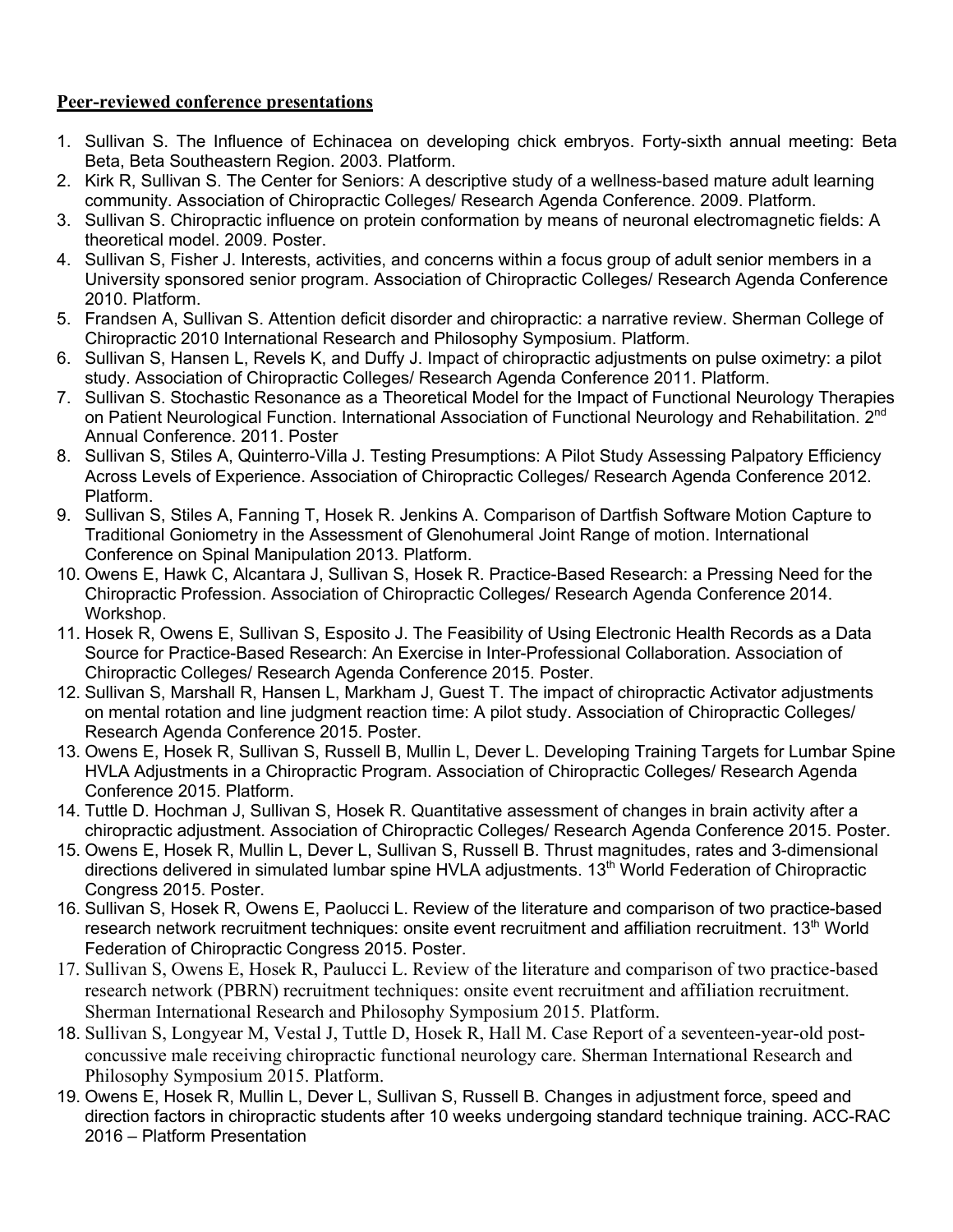**Peer-reviewed conference presentations**

1. Sullivan S. The Influence of Echinacea on developing chick embryos. Forty-sixth annual meeting: Beta Beta, Beta Southeastern Region. 2003. Platform.
2. Kirk R, Sullivan S. The Center for Seniors: A descriptive study of a wellness-based mature adult learning community. Association of Chiropractic Colleges/ Research Agenda Conference. 2009. Platform.
3. Sullivan S. Chiropractic influence on protein conformation by means of neuronal electromagnetic fields: A theoretical model. 2009. Poster.
4. Sullivan S, Fisher J. Interests, activities, and concerns within a focus group of adult senior members in a University sponsored senior program. Association of Chiropractic Colleges/ Research Agenda Conference 2010. Platform.
5. Frandsen A, Sullivan S. Attention deficit disorder and chiropractic: a narrative review. Sherman College of Chiropractic 2010 International Research and Philosophy Symposium. Platform.
6. Sullivan S, Hansen L, Revels K, and Duffy J. Impact of chiropractic adjustments on pulse oximetry: a pilot study. Association of Chiropractic Colleges/ Research Agenda Conference 2011. Platform.
7. Sullivan S. Stochastic Resonance as a Theoretical Model for the Impact of Functional Neurology Therapies on Patient Neurological Function. International Association of Functional Neurology and Rehabilitation. 2nd Annual Conference. 2011. Poster
8. Sullivan S, Stiles A, Quinterro-Villa J. Testing Presumptions: A Pilot Study Assessing Palpatory Efficiency Across Levels of Experience. Association of Chiropractic Colleges/ Research Agenda Conference 2012. Platform.
9. Sullivan S, Stiles A, Fanning T, Hosek R. Jenkins A. Comparison of Dartfish Software Motion Capture to Traditional Goniometry in the Assessment of Glenohumeral Joint Range of motion. International Conference on Spinal Manipulation 2013. Platform.
10. Owens E, Hawk C, Alcantara J, Sullivan S, Hosek R. Practice-Based Research: a Pressing Need for the Chiropractic Profession. Association of Chiropractic Colleges/ Research Agenda Conference 2014. Workshop.
11. Hosek R, Owens E, Sullivan S, Esposito J. The Feasibility of Using Electronic Health Records as a Data Source for Practice-Based Research: An Exercise in Inter-Professional Collaboration. Association of Chiropractic Colleges/ Research Agenda Conference 2015. Poster.
12. Sullivan S, Marshall R, Hansen L, Markham J, Guest T. The impact of chiropractic Activator adjustments on mental rotation and line judgment reaction time: A pilot study. Association of Chiropractic Colleges/ Research Agenda Conference 2015. Poster.
13. Owens E, Hosek R, Sullivan S, Russell B, Mullin L, Dever L. Developing Training Targets for Lumbar Spine HVLA Adjustments in a Chiropractic Program. Association of Chiropractic Colleges/ Research Agenda Conference 2015. Platform.
14. Tuttle D. Hochman J, Sullivan S, Hosek R. Quantitative assessment of changes in brain activity after a chiropractic adjustment. Association of Chiropractic Colleges/ Research Agenda Conference 2015. Poster.
15. Owens E, Hosek R, Mullin L, Dever L, Sullivan S, Russell B. Thrust magnitudes, rates and 3-dimensional directions delivered in simulated lumbar spine HVLA adjustments. 13th World Federation of Chiropractic Congress 2015. Poster.
16. Sullivan S, Hosek R, Owens E, Paolucci L. Review of the literature and comparison of two practice-based research network recruitment techniques: onsite event recruitment and affiliation recruitment. 13th World Federation of Chiropractic Congress 2015. Poster.
17. Sullivan S, Owens E, Hosek R, Paulucci L. Review of the literature and comparison of two practice-based research network (PBRN) recruitment techniques: onsite event recruitment and affiliation recruitment. Sherman International Research and Philosophy Symposium 2015. Platform.
18. Sullivan S, Longyear M, Vestal J, Tuttle D, Hosek R, Hall M. Case Report of a seventeen-year-old post-concussive male receiving chiropractic functional neurology care. Sherman International Research and Philosophy Symposium 2015. Platform.
19. Owens E, Hosek R, Mullin L, Dever L, Sullivan S, Russell B. Changes in adjustment force, speed and direction factors in chiropractic students after 10 weeks undergoing standard technique training. ACC-RAC 2016 – Platform Presentation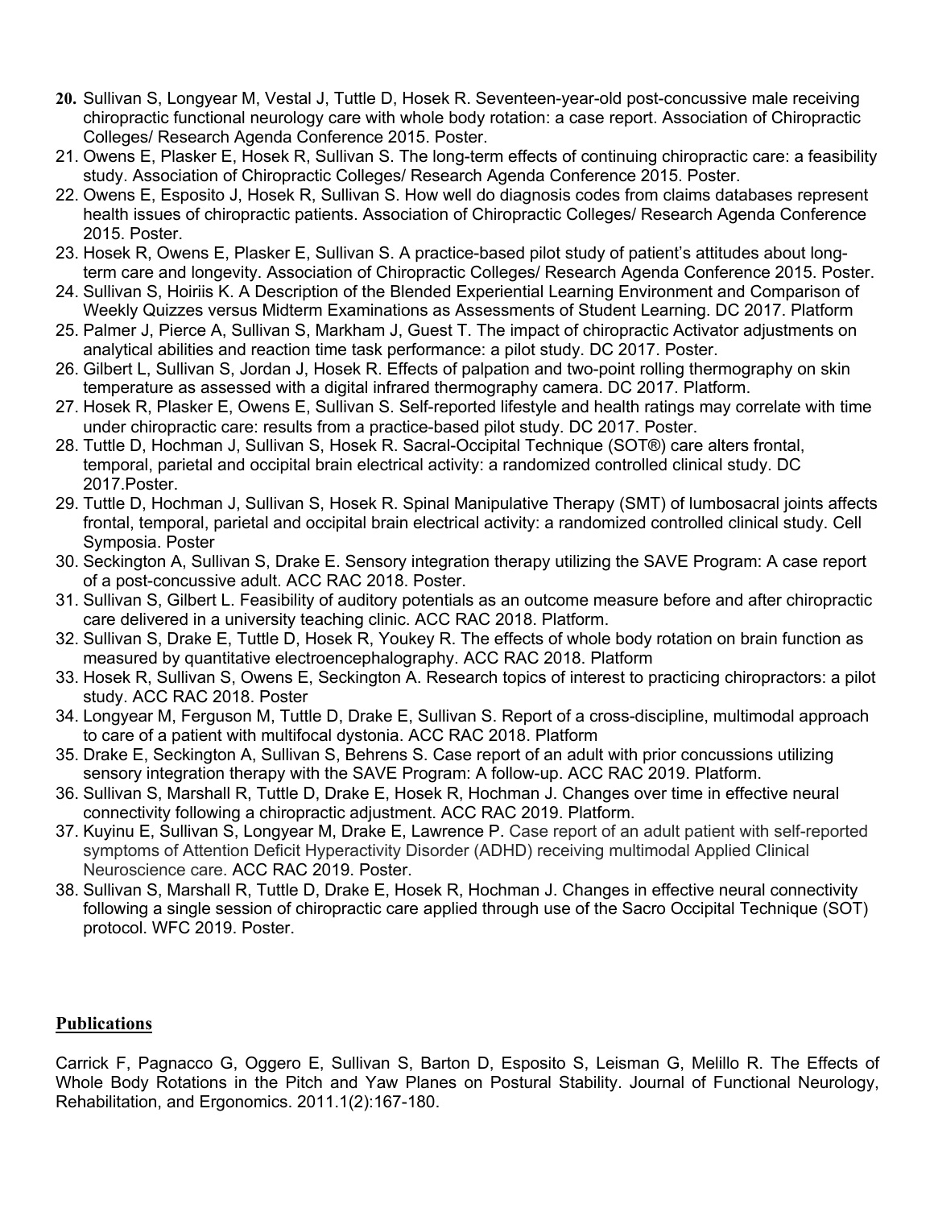20. Sullivan S, Longyear M, Vestal J, Tuttle D, Hosek R. Seventeen-year-old post-concussive male receiving chiropractic functional neurology care with whole body rotation: a case report. Association of Chiropractic Colleges/ Research Agenda Conference 2015. Poster.
21. Owens E, Plasker E, Hosek R, Sullivan S. The long-term effects of continuing chiropractic care: a feasibility study. Association of Chiropractic Colleges/ Research Agenda Conference 2015. Poster.
22. Owens E, Esposito J, Hosek R, Sullivan S. How well do diagnosis codes from claims databases represent health issues of chiropractic patients. Association of Chiropractic Colleges/ Research Agenda Conference 2015. Poster.
23. Hosek R, Owens E, Plasker E, Sullivan S. A practice-based pilot study of patient's attitudes about long-term care and longevity. Association of Chiropractic Colleges/ Research Agenda Conference 2015. Poster.
24. Sullivan S, Hoiriis K. A Description of the Blended Experiential Learning Environment and Comparison of Weekly Quizzes versus Midterm Examinations as Assessments of Student Learning. DC 2017. Platform
25. Palmer J, Pierce A, Sullivan S, Markham J, Guest T. The impact of chiropractic Activator adjustments on analytical abilities and reaction time task performance: a pilot study. DC 2017. Poster.
26. Gilbert L, Sullivan S, Jordan J, Hosek R. Effects of palpation and two-point rolling thermography on skin temperature as assessed with a digital infrared thermography camera. DC 2017. Platform.
27. Hosek R, Plasker E, Owens E, Sullivan S. Self-reported lifestyle and health ratings may correlate with time under chiropractic care: results from a practice-based pilot study. DC 2017. Poster.
28. Tuttle D, Hochman J, Sullivan S, Hosek R. Sacral-Occipital Technique (SOT®) care alters frontal, temporal, parietal and occipital brain electrical activity: a randomized controlled clinical study. DC 2017.Poster.
29. Tuttle D, Hochman J, Sullivan S, Hosek R. Spinal Manipulative Therapy (SMT) of lumbosacral joints affects frontal, temporal, parietal and occipital brain electrical activity: a randomized controlled clinical study. Cell Symposia. Poster
30. Seckington A, Sullivan S, Drake E. Sensory integration therapy utilizing the SAVE Program: A case report of a post-concussive adult. ACC RAC 2018. Poster.
31. Sullivan S, Gilbert L. Feasibility of auditory potentials as an outcome measure before and after chiropractic care delivered in a university teaching clinic. ACC RAC 2018. Platform.
32. Sullivan S, Drake E, Tuttle D, Hosek R, Youkey R. The effects of whole body rotation on brain function as measured by quantitative electroencephalography. ACC RAC 2018. Platform
33. Hosek R, Sullivan S, Owens E, Seckington A. Research topics of interest to practicing chiropractors: a pilot study. ACC RAC 2018. Poster
34. Longyear M, Ferguson M, Tuttle D, Drake E, Sullivan S. Report of a cross-discipline, multimodal approach to care of a patient with multifocal dystonia. ACC RAC 2018. Platform
35. Drake E, Seckington A, Sullivan S, Behrens S. Case report of an adult with prior concussions utilizing sensory integration therapy with the SAVE Program: A follow-up. ACC RAC 2019. Platform.
36. Sullivan S, Marshall R, Tuttle D, Drake E, Hosek R, Hochman J. Changes over time in effective neural connectivity following a chiropractic adjustment. ACC RAC 2019. Platform.
37. Kuyinu E, Sullivan S, Longyear M, Drake E, Lawrence P. Case report of an adult patient with self-reported symptoms of Attention Deficit Hyperactivity Disorder (ADHD) receiving multimodal Applied Clinical Neuroscience care. ACC RAC 2019. Poster.
38. Sullivan S, Marshall R, Tuttle D, Drake E, Hosek R, Hochman J. Changes in effective neural connectivity following a single session of chiropractic care applied through use of the Sacro Occipital Technique (SOT) protocol. WFC 2019. Poster.

## Publications

Carrick F, Pagnacco G, Oggero E, Sullivan S, Barton D, Esposito S, Leisman G, Melillo R. The Effects of Whole Body Rotations in the Pitch and Yaw Planes on Postural Stability. Journal of Functional Neurology, Rehabilitation, and Ergonomics. 2011.1(2):167-180.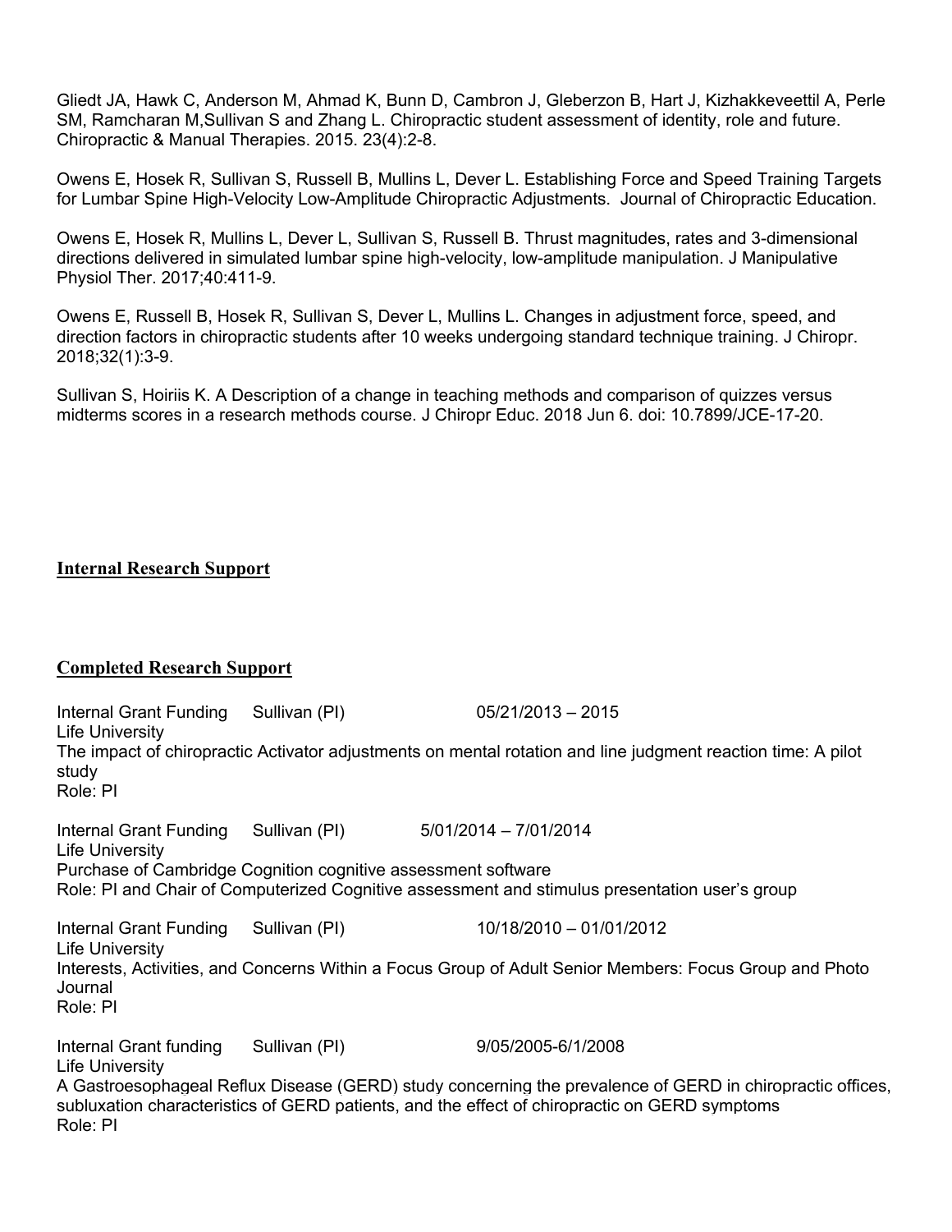Gliedt JA, Hawk C, Anderson M, Ahmad K, Bunn D, Cambron J, Gleberzon B, Hart J, Kizhakkeveettil A, Perle SM, Ramcharan M,Sullivan S and Zhang L. Chiropractic student assessment of identity, role and future. Chiropractic & Manual Therapies. 2015. 23(4):2-8.

Owens E, Hosek R, Sullivan S, Russell B, Mullins L, Dever L. Establishing Force and Speed Training Targets for Lumbar Spine High-Velocity Low-Amplitude Chiropractic Adjustments. Journal of Chiropractic Education.

Owens E, Hosek R, Mullins L, Dever L, Sullivan S, Russell B. Thrust magnitudes, rates and 3-dimensional directions delivered in simulated lumbar spine high-velocity, low-amplitude manipulation. J Manipulative Physiol Ther. 2017;40:411-9.

Owens E, Russell B, Hosek R, Sullivan S, Dever L, Mullins L. Changes in adjustment force, speed, and direction factors in chiropractic students after 10 weeks undergoing standard technique training. J Chiropr. 2018;32(1):3-9.

Sullivan S, Hoiriis K. A Description of a change in teaching methods and comparison of quizzes versus midterms scores in a research methods course. J Chiropr Educ. 2018 Jun 6. doi: 10.7899/JCE-17-20.

## Internal Research Support

## Completed Research Support

Internal Grant Funding Sullivan (PI) 05/21/2013 – 2015
Life University
The impact of chiropractic Activator adjustments on mental rotation and line judgment reaction time: A pilot study
Role: PI

Internal Grant Funding Sullivan (PI) 5/01/2014 – 7/01/2014
Life University
Purchase of Cambridge Cognition cognitive assessment software
Role: PI and Chair of Computerized Cognitive assessment and stimulus presentation user's group

Internal Grant Funding Sullivan (PI) 10/18/2010 – 01/01/2012
Life University
Interests, Activities, and Concerns Within a Focus Group of Adult Senior Members: Focus Group and Photo Journal
Role: PI

Internal Grant funding Sullivan (PI) 9/05/2005-6/1/2008
Life University
A Gastroesophageal Reflux Disease (GERD) study concerning the prevalence of GERD in chiropractic offices, subluxation characteristics of GERD patients, and the effect of chiropractic on GERD symptoms
Role: PI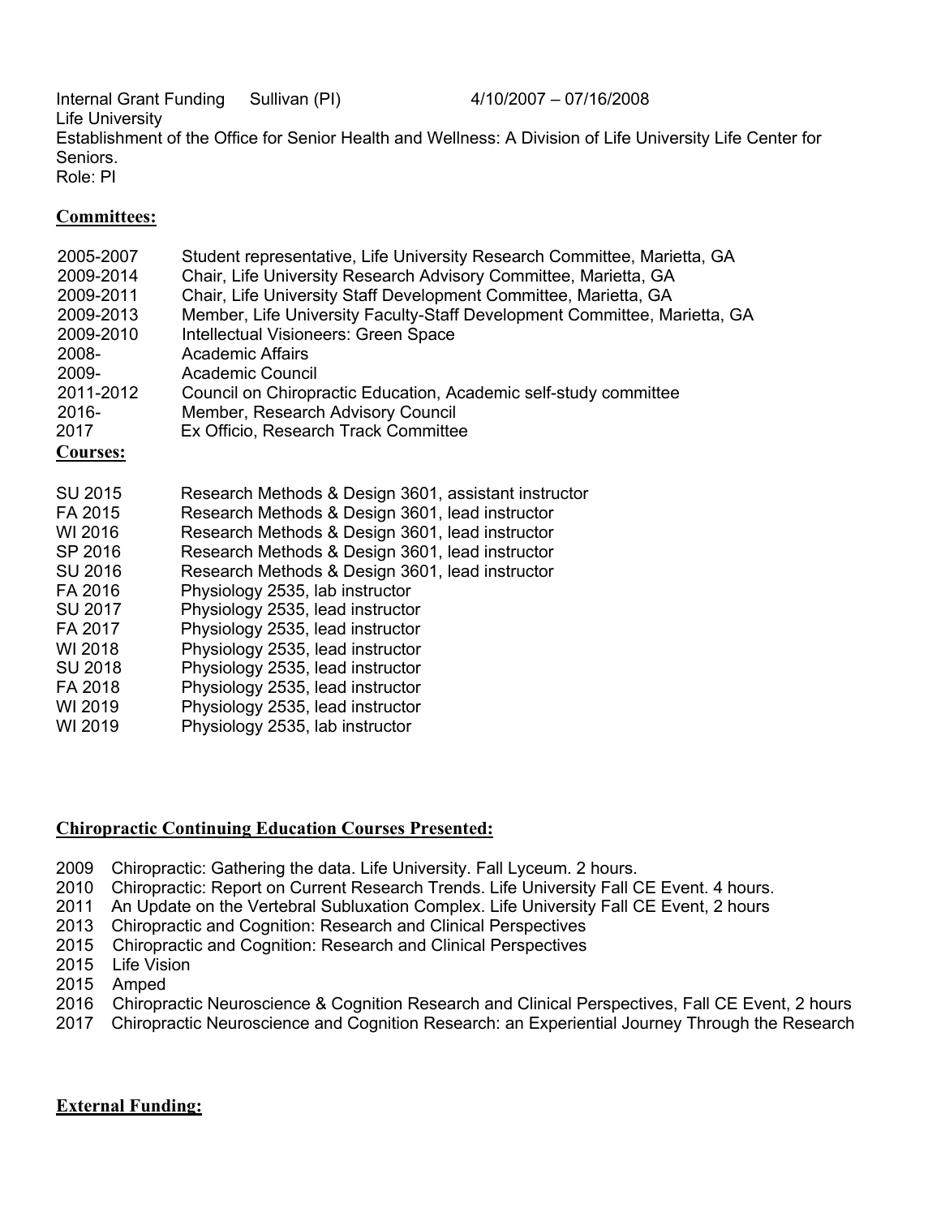Internal Grant Funding Sullivan (PI) 4/10/2007 – 07/16/2008
Life University
Establishment of the Office for Senior Health and Wellness: A Division of Life University Life Center for Seniors.
Role: PI

## Committees:

| | |
|---|---|
| 2005-2007 | Student representative, Life University Research Committee, Marietta, GA |
| 2009-2014 | Chair, Life University Research Advisory Committee, Marietta, GA |
| 2009-2011 | Chair, Life University Staff Development Committee, Marietta, GA |
| 2009-2013 | Member, Life University Faculty-Staff Development Committee, Marietta, GA |
| 2009-2010 | Intellectual Visioneers: Green Space |
| 2008- | Academic Affairs |
| 2009- | Academic Council |
| 2011-2012 | Council on Chiropractic Education, Academic self-study committee |
| 2016- | Member, Research Advisory Council |
| 2017 | Ex Officio, Research Track Committee |

## Courses:

| | |
|---|---|
| SU 2015 | Research Methods & Design 3601, assistant instructor |
| FA 2015 | Research Methods & Design 3601, lead instructor |
| WI 2016 | Research Methods & Design 3601, lead instructor |
| SP 2016 | Research Methods & Design 3601, lead instructor |
| SU 2016 | Research Methods & Design 3601, lead instructor |
| FA 2016 | Physiology 2535, lab instructor |
| SU 2017 | Physiology 2535, lead instructor |
| FA 2017 | Physiology 2535, lead instructor |
| WI 2018 | Physiology 2535, lead instructor |
| SU 2018 | Physiology 2535, lead instructor |
| FA 2018 | Physiology 2535, lead instructor |
| WI 2019 | Physiology 2535, lead instructor |
| WI 2019 | Physiology 2535, lab instructor |

## Chiropractic Continuing Education Courses Presented:

- 2009 Chiropractic: Gathering the data. Life University. Fall Lyceum. 2 hours.
- 2010 Chiropractic: Report on Current Research Trends. Life University Fall CE Event. 4 hours.
- 2011 An Update on the Vertebral Subluxation Complex. Life University Fall CE Event, 2 hours
- 2013 Chiropractic and Cognition: Research and Clinical Perspectives
- 2015 Chiropractic and Cognition: Research and Clinical Perspectives
- 2015 Life Vision
- 2015 Amped
- 2016 Chiropractic Neuroscience & Cognition Research and Clinical Perspectives, Fall CE Event, 2 hours
- 2017 Chiropractic Neuroscience and Cognition Research: an Experiential Journey Through the Research

## External Funding: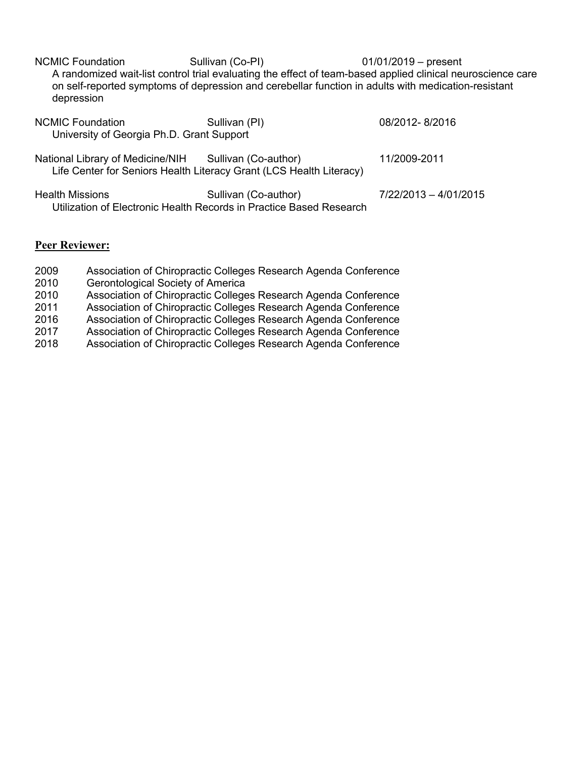NCMIC Foundation    Sullivan (Co-PI)    01/01/2019 – present

A randomized wait-list control trial evaluating the effect of team-based applied clinical neuroscience care on self-reported symptoms of depression and cerebellar function in adults with medication-resistant depression

NCMIC Foundation    Sullivan (PI)    08/2012- 8/2016

University of Georgia Ph.D. Grant Support

National Library of Medicine/NIH    Sullivan (Co-author)    11/2009-2011

Life Center for Seniors Health Literacy Grant (LCS Health Literacy)

Health Missions    Sullivan (Co-author)    7/22/2013 – 4/01/2015

Utilization of Electronic Health Records in Practice Based Research

## Peer Reviewer:

| | |
|---|---|
| 2009 | Association of Chiropractic Colleges Research Agenda Conference |
| 2010 | Gerontological Society of America |
| 2010 | Association of Chiropractic Colleges Research Agenda Conference |
| 2011 | Association of Chiropractic Colleges Research Agenda Conference |
| 2016 | Association of Chiropractic Colleges Research Agenda Conference |
| 2017 | Association of Chiropractic Colleges Research Agenda Conference |
| 2018 | Association of Chiropractic Colleges Research Agenda Conference |